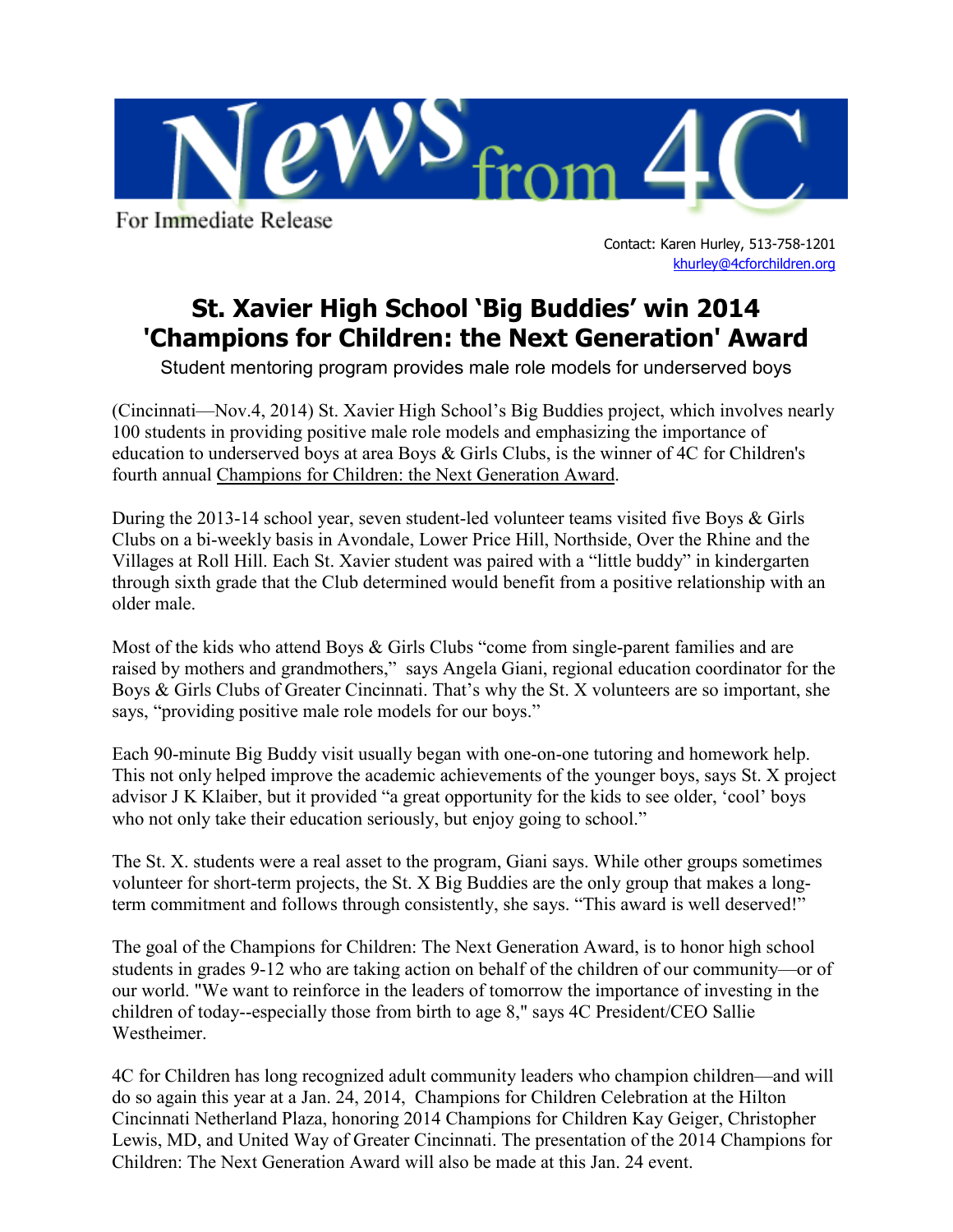News from 4C

For Immediate Release

Contact: Karen Hurley, 513-758-1201
khurley@4cforchildren.org

# St. Xavier High School 'Big Buddies' win 2014 'Champions for Children: the Next Generation' Award

Student mentoring program provides male role models for underserved boys

(Cincinnati—Nov.4, 2014) St. Xavier High School's Big Buddies project, which involves nearly 100 students in providing positive male role models and emphasizing the importance of education to underserved boys at area Boys & Girls Clubs, is the winner of 4C for Children's fourth annual Champions for Children: the Next Generation Award.

During the 2013-14 school year, seven student-led volunteer teams visited five Boys & Girls Clubs on a bi-weekly basis in Avondale, Lower Price Hill, Northside, Over the Rhine and the Villages at Roll Hill. Each St. Xavier student was paired with a "little buddy" in kindergarten through sixth grade that the Club determined would benefit from a positive relationship with an older male.

Most of the kids who attend Boys & Girls Clubs "come from single-parent families and are raised by mothers and grandmothers," says Angela Giani, regional education coordinator for the Boys & Girls Clubs of Greater Cincinnati. That's why the St. X volunteers are so important, she says, "providing positive male role models for our boys."

Each 90-minute Big Buddy visit usually began with one-on-one tutoring and homework help. This not only helped improve the academic achievements of the younger boys, says St. X project advisor J K Klaiber, but it provided "a great opportunity for the kids to see older, 'cool' boys who not only take their education seriously, but enjoy going to school."

The St. X. students were a real asset to the program, Giani says. While other groups sometimes volunteer for short-term projects, the St. X Big Buddies are the only group that makes a long-term commitment and follows through consistently, she says. "This award is well deserved!"

The goal of the Champions for Children: The Next Generation Award, is to honor high school students in grades 9-12 who are taking action on behalf of the children of our community—or of our world. "We want to reinforce in the leaders of tomorrow the importance of investing in the children of today--especially those from birth to age 8," says 4C President/CEO Sallie Westheimer.

4C for Children has long recognized adult community leaders who champion children—and will do so again this year at a Jan. 24, 2014, Champions for Children Celebration at the Hilton Cincinnati Netherland Plaza, honoring 2014 Champions for Children Kay Geiger, Christopher Lewis, MD, and United Way of Greater Cincinnati. The presentation of the 2014 Champions for Children: The Next Generation Award will also be made at this Jan. 24 event.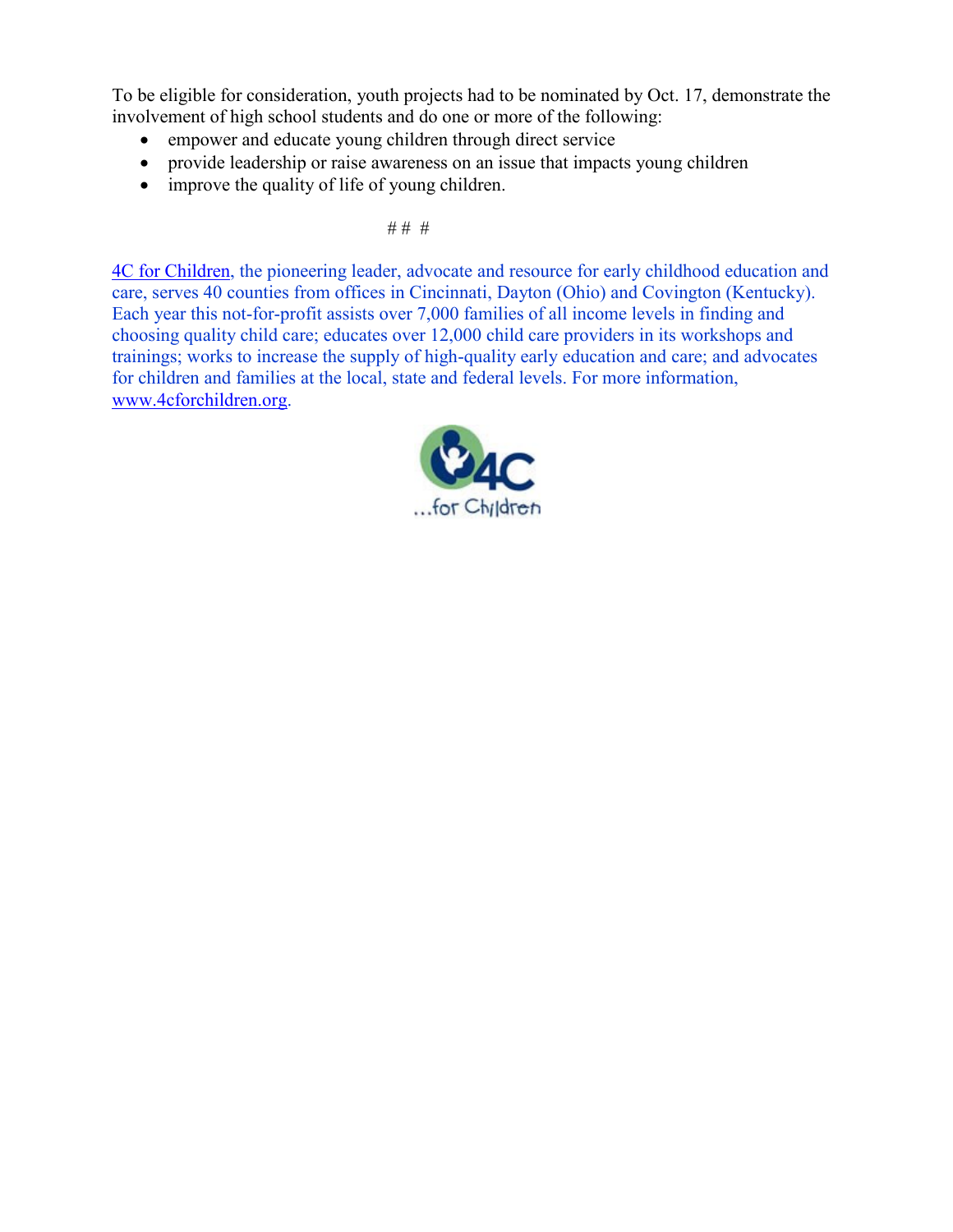To be eligible for consideration, youth projects had to be nominated by Oct. 17, demonstrate the involvement of high school students and do one or more of the following:

- empower and educate young children through direct service
- provide leadership or raise awareness on an issue that impacts young children
- improve the quality of life of young children.

# # #

[4C for Children](http://www.4cforchildren.org), the pioneering leader, advocate and resource for early childhood education and care, serves 40 counties from offices in Cincinnati, Dayton (Ohio) and Covington (Kentucky). Each year this not-for-profit assists over 7,000 families of all income levels in finding and choosing quality child care; educates over 12,000 child care providers in its workshops and trainings; works to increase the supply of high-quality early education and care; and advocates for children and families at the local, state and federal levels. For more information, [www.4cforchildren.org](http://www.4cforchildren.org).

4C …for Children